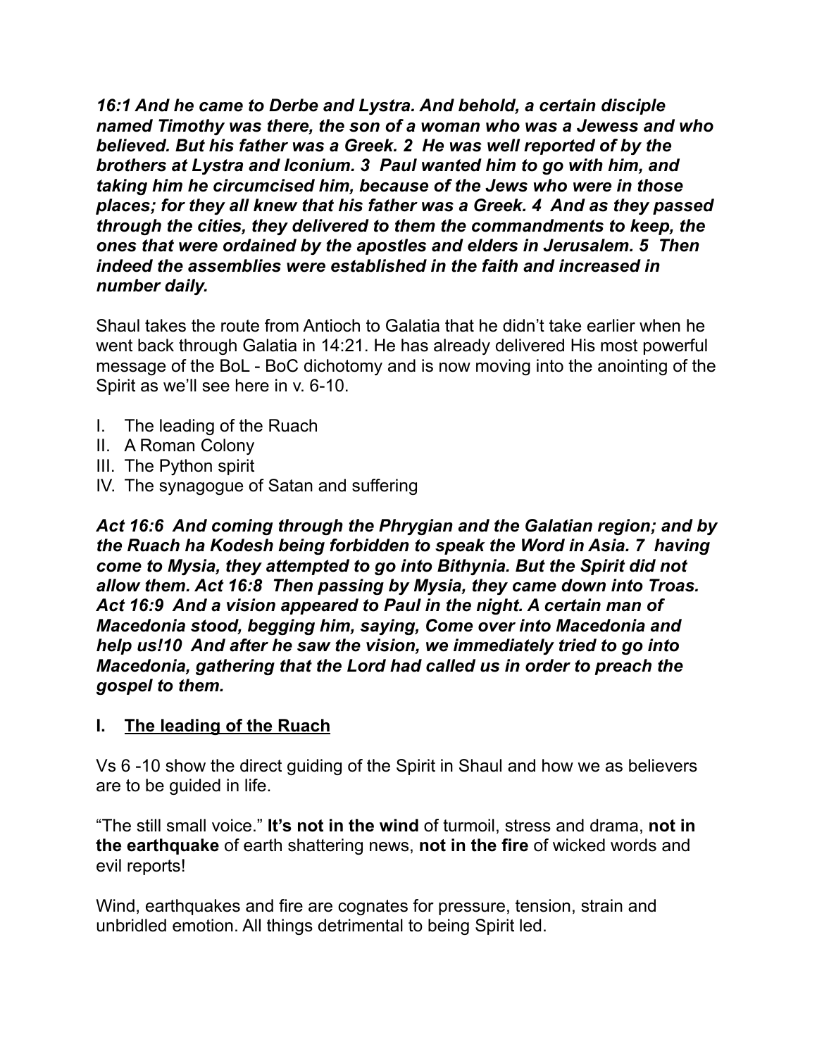***16:1 And he came to Derbe and Lystra. And behold, a certain disciple named Timothy was there, the son of a woman who was a Jewess and who believed. But his father was a Greek. 2 He was well reported of by the brothers at Lystra and Iconium. 3 Paul wanted him to go with him, and taking him he circumcised him, because of the Jews who were in those places; for they all knew that his father was a Greek. 4 And as they passed through the cities, they delivered to them the commandments to keep, the ones that were ordained by the apostles and elders in Jerusalem. 5 Then indeed the assemblies were established in the faith and increased in number daily.***

Shaul takes the route from Antioch to Galatia that he didn't take earlier when he went back through Galatia in 14:21. He has already delivered His most powerful message of the BoL - BoC dichotomy and is now moving into the anointing of the Spirit as we'll see here in v. 6-10.

I. The leading of the Ruach
II. A Roman Colony
III. The Python spirit
IV. The synagogue of Satan and suffering

***Act 16:6 And coming through the Phrygian and the Galatian region; and by the Ruach ha Kodesh being forbidden to speak the Word in Asia. 7 having come to Mysia, they attempted to go into Bithynia. But the Spirit did not allow them. Act 16:8 Then passing by Mysia, they came down into Troas. Act 16:9 And a vision appeared to Paul in the night. A certain man of Macedonia stood, begging him, saying, Come over into Macedonia and help us!10 And after he saw the vision, we immediately tried to go into Macedonia, gathering that the Lord had called us in order to preach the gospel to them.***

## I. <u>The leading of the Ruach</u>

Vs 6 -10 show the direct guiding of the Spirit in Shaul and how we as believers are to be guided in life.

"The still small voice." **It's not in the wind** of turmoil, stress and drama, **not in the earthquake** of earth shattering news, **not in the fire** of wicked words and evil reports!

Wind, earthquakes and fire are cognates for pressure, tension, strain and unbridled emotion. All things detrimental to being Spirit led.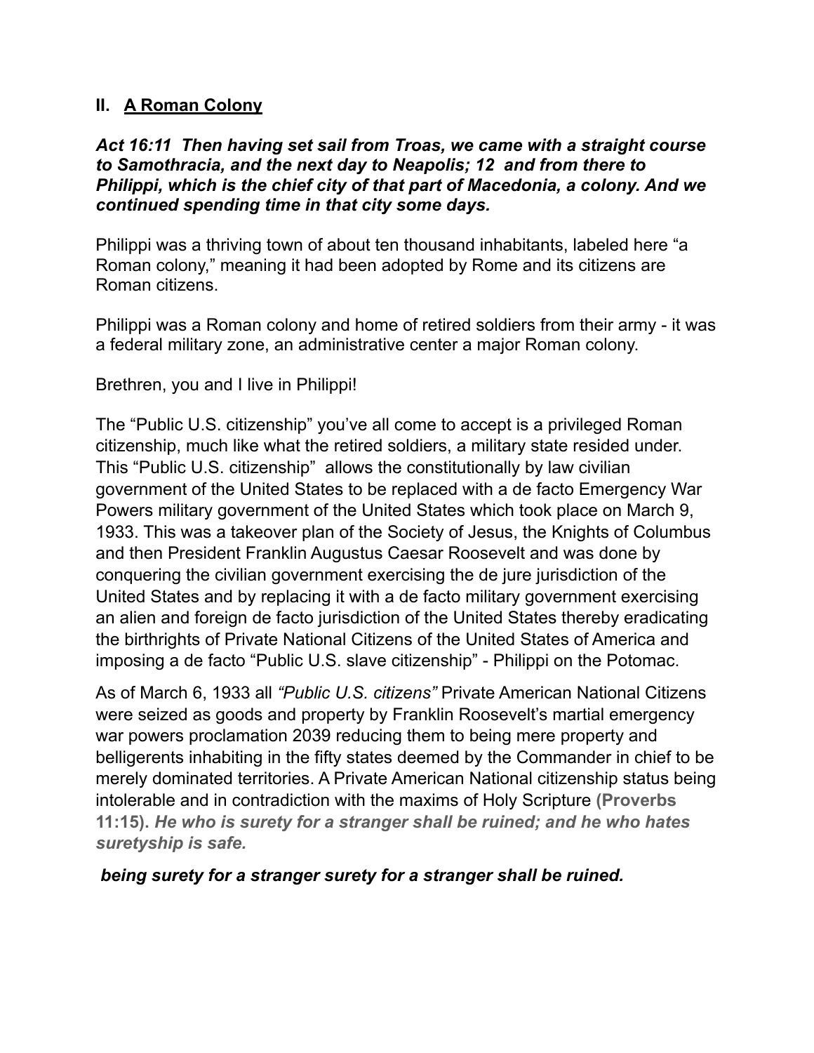## II. <u>A Roman Colony</u>

***Act 16:11 Then having set sail from Troas, we came with a straight course to Samothracia, and the next day to Neapolis; 12 and from there to Philippi, which is the chief city of that part of Macedonia, a colony. And we continued spending time in that city some days.***

Philippi was a thriving town of about ten thousand inhabitants, labeled here "a Roman colony," meaning it had been adopted by Rome and its citizens are Roman citizens.

Philippi was a Roman colony and home of retired soldiers from their army - it was a federal military zone, an administrative center a major Roman colony.

Brethren, you and I live in Philippi!

The "Public U.S. citizenship" you've all come to accept is a privileged Roman citizenship, much like what the retired soldiers, a military state resided under. This "Public U.S. citizenship" allows the constitutionally by law civilian government of the United States to be replaced with a de facto Emergency War Powers military government of the United States which took place on March 9, 1933. This was a takeover plan of the Society of Jesus, the Knights of Columbus and then President Franklin Augustus Caesar Roosevelt and was done by conquering the civilian government exercising the de jure jurisdiction of the United States and by replacing it with a de facto military government exercising an alien and foreign de facto jurisdiction of the United States thereby eradicating the birthrights of Private National Citizens of the United States of America and imposing a de facto "Public U.S. slave citizenship" - Philippi on the Potomac.

As of March 6, 1933 all *"Public U.S. citizens"* Private American National Citizens were seized as goods and property by Franklin Roosevelt's martial emergency war powers proclamation 2039 reducing them to being mere property and belligerents inhabiting in the fifty states deemed by the Commander in chief to be merely dominated territories. A Private American National citizenship status being intolerable and in contradiction with the maxims of Holy Scripture **(Proverbs 11:15).** ***He who is surety for a stranger shall be ruined; and he who hates suretyship is safe.***

***being surety for a stranger surety for a stranger shall be ruined.***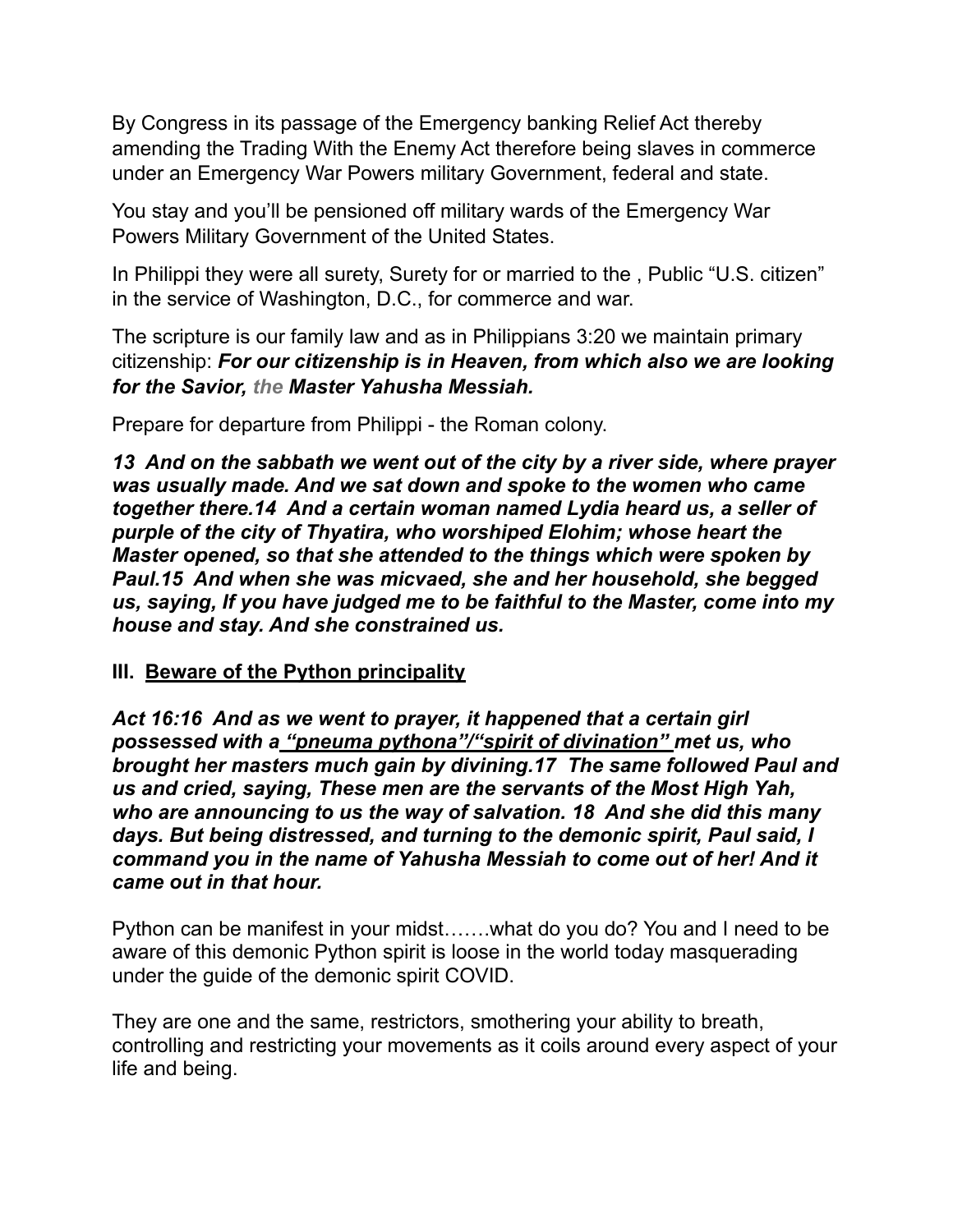By Congress in its passage of the Emergency banking Relief Act thereby amending the Trading With the Enemy Act therefore being slaves in commerce under an Emergency War Powers military Government, federal and state.

You stay and you'll be pensioned off military wards of the Emergency War Powers Military Government of the United States.

In Philippi they were all surety, Surety for or married to the , Public "U.S. citizen" in the service of Washington, D.C., for commerce and war.

The scripture is our family law and as in Philippians 3:20 we maintain primary citizenship: ***For our citizenship is in Heaven, from which also we are looking for the Savior, the Master Yahusha Messiah.***

Prepare for departure from Philippi - the Roman colony.

***13 And on the sabbath we went out of the city by a river side, where prayer was usually made. And we sat down and spoke to the women who came together there.14 And a certain woman named Lydia heard us, a seller of purple of the city of Thyatira, who worshiped Elohim; whose heart the Master opened, so that she attended to the things which were spoken by Paul.15 And when she was micvaed, she and her household, she begged us, saying, If you have judged me to be faithful to the Master, come into my house and stay. And she constrained us.***

**III. <u>Beware of the Python principality</u>**

***Act 16:16 And as we went to prayer, it happened that a certain girl possessed with a <u>"pneuma pythona"/"spirit of divination"</u> met us, who brought her masters much gain by divining.17 The same followed Paul and us and cried, saying, These men are the servants of the Most High Yah, who are announcing to us the way of salvation. 18 And she did this many days. But being distressed, and turning to the demonic spirit, Paul said, I command you in the name of Yahusha Messiah to come out of her! And it came out in that hour.***

Python can be manifest in your midst…….what do you do? You and I need to be aware of this demonic Python spirit is loose in the world today masquerading under the guide of the demonic spirit COVID.

They are one and the same, restrictors, smothering your ability to breath, controlling and restricting your movements as it coils around every aspect of your life and being.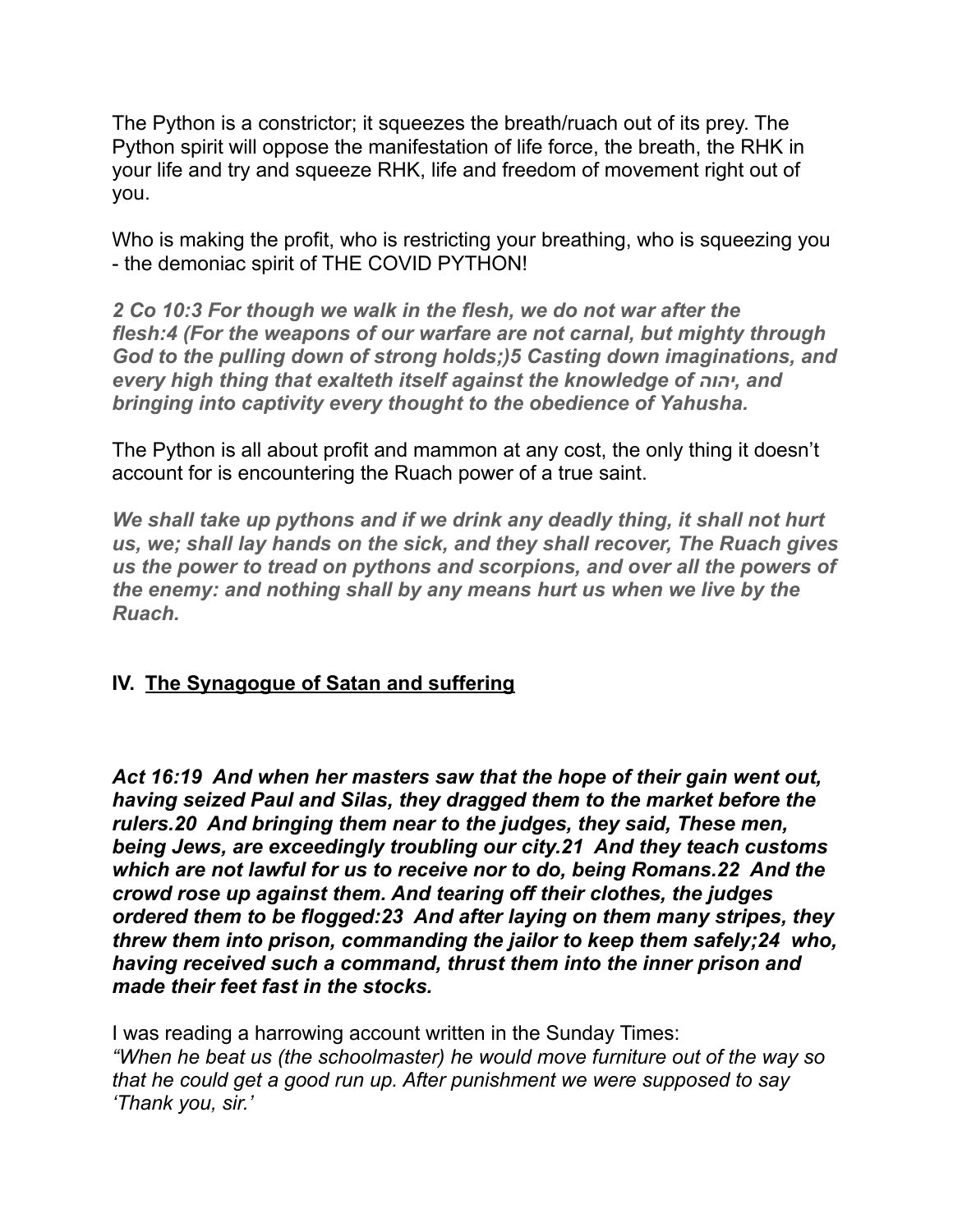The Python is a constrictor; it squeezes the breath/ruach out of its prey. The Python spirit will oppose the manifestation of life force, the breath, the RHK in your life and try and squeeze RHK, life and freedom of movement right out of you.

Who is making the profit, who is restricting your breathing, who is squeezing you - the demoniac spirit of THE COVID PYTHON!

***2 Co 10:3 For though we walk in the flesh, we do not war after the flesh:4 (For the weapons of our warfare are not carnal, but mighty through God to the pulling down of strong holds;)5 Casting down imaginations, and every high thing that exalteth itself against the knowledge of יהוה, and bringing into captivity every thought to the obedience of Yahusha.***

The Python is all about profit and mammon at any cost, the only thing it doesn't account for is encountering the Ruach power of a true saint.

***We shall take up pythons and if we drink any deadly thing, it shall not hurt us, we; shall lay hands on the sick, and they shall recover, The Ruach gives us the power to tread on pythons and scorpions, and over all the powers of the enemy: and nothing shall by any means hurt us when we live by the Ruach.***

## IV. <u>The Synagogue of Satan and suffering</u>

***Act 16:19 And when her masters saw that the hope of their gain went out, having seized Paul and Silas, they dragged them to the market before the rulers.20 And bringing them near to the judges, they said, These men, being Jews, are exceedingly troubling our city.21 And they teach customs which are not lawful for us to receive nor to do, being Romans.22 And the crowd rose up against them. And tearing off their clothes, the judges ordered them to be flogged:23 And after laying on them many stripes, they threw them into prison, commanding the jailor to keep them safely;24 who, having received such a command, thrust them into the inner prison and made their feet fast in the stocks.***

I was reading a harrowing account written in the Sunday Times:
*"When he beat us (the schoolmaster) he would move furniture out of the way so that he could get a good run up. After punishment we were supposed to say 'Thank you, sir.'*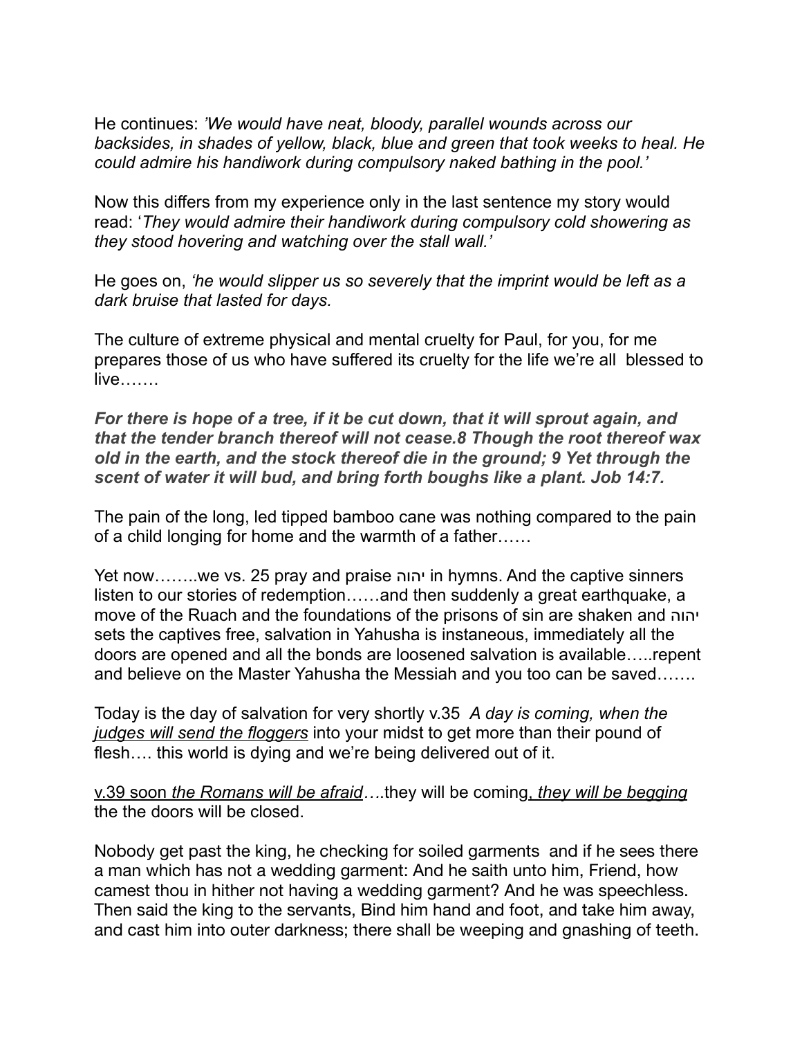He continues: *'We would have neat, bloody, parallel wounds across our backsides, in shades of yellow, black, blue and green that took weeks to heal. He could admire his handiwork during compulsory naked bathing in the pool.'*

Now this differs from my experience only in the last sentence my story would read: '*They would admire their handiwork during compulsory cold showering as they stood hovering and watching over the stall wall.'*

He goes on, *'he would slipper us so severely that the imprint would be left as a dark bruise that lasted for days.*

The culture of extreme physical and mental cruelty for Paul, for you, for me prepares those of us who have suffered its cruelty for the life we're all blessed to live…….

***For there is hope of a tree, if it be cut down, that it will sprout again, and that the tender branch thereof will not cease.8 Though the root thereof wax old in the earth, and the stock thereof die in the ground; 9 Yet through the scent of water it will bud, and bring forth boughs like a plant. Job 14:7.***

The pain of the long, led tipped bamboo cane was nothing compared to the pain of a child longing for home and the warmth of a father……

Yet now……..we vs. 25 pray and praise יהוה in hymns. And the captive sinners listen to our stories of redemption……and then suddenly a great earthquake, a move of the Ruach and the foundations of the prisons of sin are shaken and יהוה sets the captives free, salvation in Yahusha is instaneous, immediately all the doors are opened and all the bonds are loosened salvation is available…..repent and believe on the Master Yahusha the Messiah and you too can be saved…….

Today is the day of salvation for very shortly v.35 *A day is coming, when the <u>judges will send the floggers</u>* into your midst to get more than their pound of flesh…. this world is dying and we're being delivered out of it.

<u>v.39 soon *the Romans will be afraid*</u>*…*.they will be coming<u>, *they will be begging*</u> the the doors will be closed.

Nobody get past the king, he checking for soiled garments and if he sees there a man which has not a wedding garment: And he saith unto him, Friend, how camest thou in hither not having a wedding garment? And he was speechless. Then said the king to the servants, Bind him hand and foot, and take him away, and cast him into outer darkness; there shall be weeping and gnashing of teeth.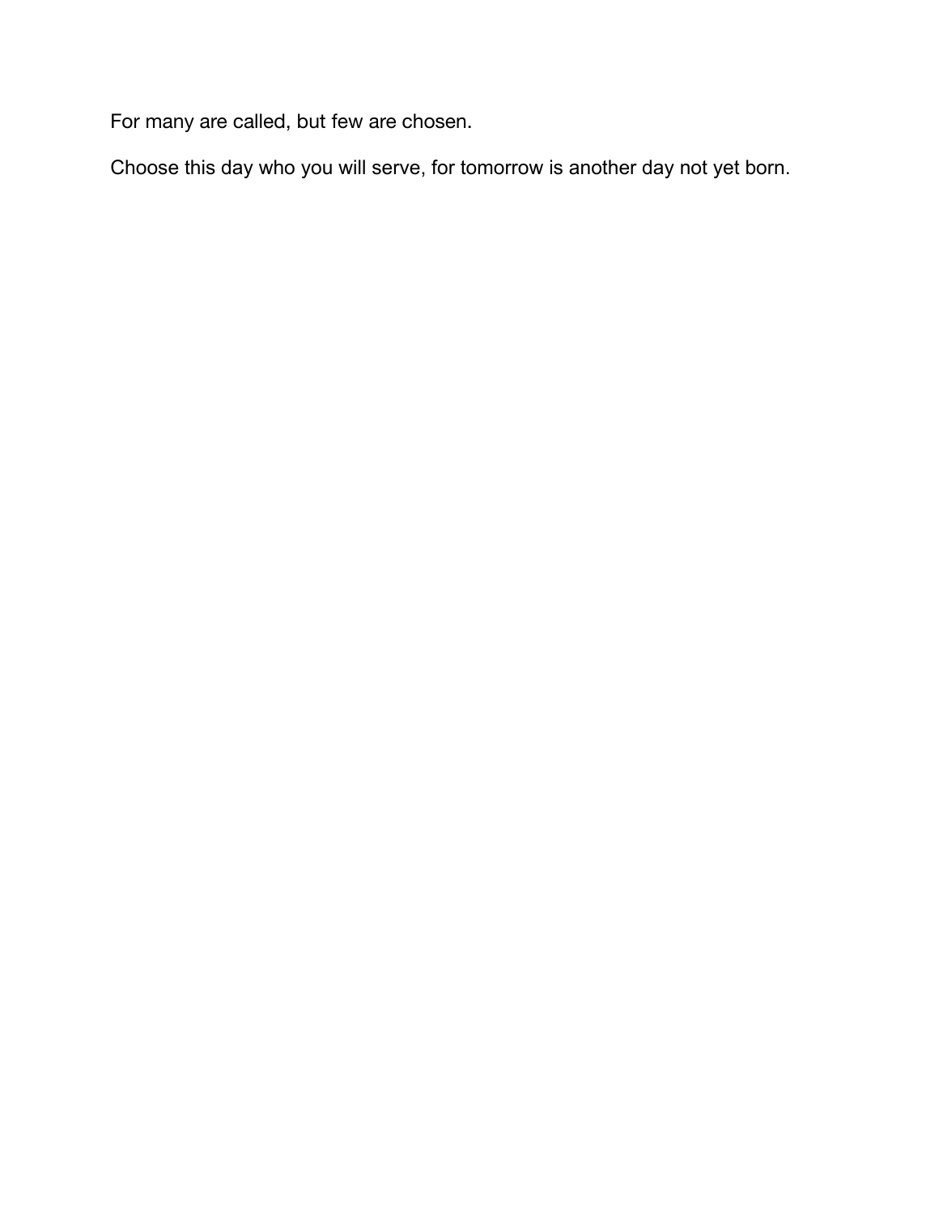For many are called, but few are chosen.

Choose this day who you will serve, for tomorrow is another day not yet born.